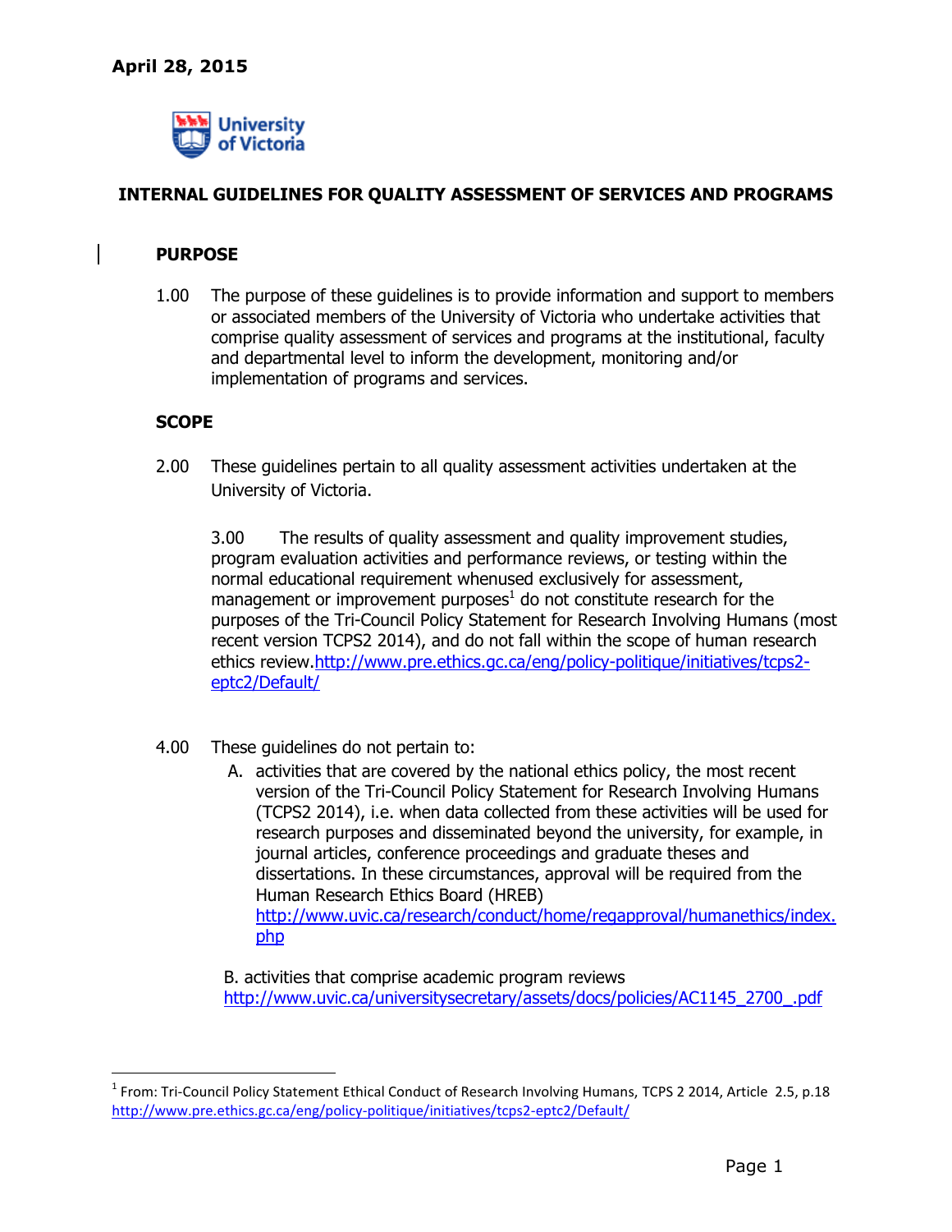April 28, 2015

University of Victoria

# INTERNAL GUIDELINES FOR QUALITY ASSESSMENT OF SERVICES AND PROGRAMS

## PURPOSE

1.00 The purpose of these guidelines is to provide information and support to members or associated members of the University of Victoria who undertake activities that comprise quality assessment of services and programs at the institutional, faculty and departmental level to inform the development, monitoring and/or implementation of programs and services.

## SCOPE

2.00 These guidelines pertain to all quality assessment activities undertaken at the University of Victoria.

3.00 The results of quality assessment and quality improvement studies, program evaluation activities and performance reviews, or testing within the normal educational requirement whenused exclusively for assessment, management or improvement purposes[1] do not constitute research for the purposes of the Tri-Council Policy Statement for Research Involving Humans (most recent version TCPS2 2014), and do not fall within the scope of human research ethics review.http://www.pre.ethics.gc.ca/eng/policy-politique/initiatives/tcps2-eptc2/Default/

4.00 These guidelines do not pertain to:

A. activities that are covered by the national ethics policy, the most recent version of the Tri-Council Policy Statement for Research Involving Humans (TCPS2 2014), i.e. when data collected from these activities will be used for research purposes and disseminated beyond the university, for example, in journal articles, conference proceedings and graduate theses and dissertations. In these circumstances, approval will be required from the Human Research Ethics Board (HREB) http://www.uvic.ca/research/conduct/home/regapproval/humanethics/index.php

B. activities that comprise academic program reviews http://www.uvic.ca/universitysecretary/assets/docs/policies/AC1145_2700_.pdf

---

[1] From: Tri-Council Policy Statement Ethical Conduct of Research Involving Humans, TCPS 2 2014, Article 2.5, p.18 http://www.pre.ethics.gc.ca/eng/policy-politique/initiatives/tcps2-eptc2/Default/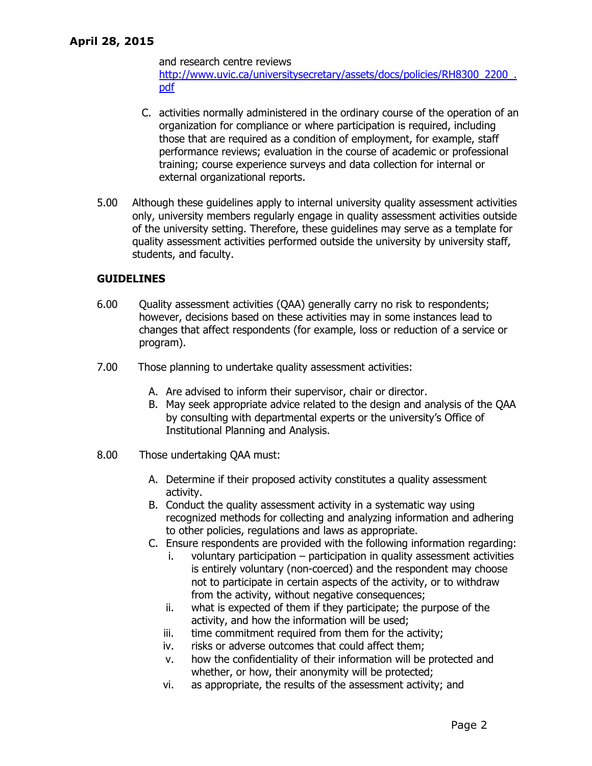and research centre reviews
http://www.uvic.ca/universitysecretary/assets/docs/policies/RH8300_2200_.pdf

C. activities normally administered in the ordinary course of the operation of an organization for compliance or where participation is required, including those that are required as a condition of employment, for example, staff performance reviews; evaluation in the course of academic or professional training; course experience surveys and data collection for internal or external organizational reports.

5.00 Although these guidelines apply to internal university quality assessment activities only, university members regularly engage in quality assessment activities outside of the university setting. Therefore, these guidelines may serve as a template for quality assessment activities performed outside the university by university staff, students, and faculty.

## GUIDELINES

6.00 Quality assessment activities (QAA) generally carry no risk to respondents; however, decisions based on these activities may in some instances lead to changes that affect respondents (for example, loss or reduction of a service or program).

7.00 Those planning to undertake quality assessment activities:

A. Are advised to inform their supervisor, chair or director.
B. May seek appropriate advice related to the design and analysis of the QAA by consulting with departmental experts or the university's Office of Institutional Planning and Analysis.

8.00 Those undertaking QAA must:

A. Determine if their proposed activity constitutes a quality assessment activity.
B. Conduct the quality assessment activity in a systematic way using recognized methods for collecting and analyzing information and adhering to other policies, regulations and laws as appropriate.
C. Ensure respondents are provided with the following information regarding:
   i. voluntary participation – participation in quality assessment activities is entirely voluntary (non-coerced) and the respondent may choose not to participate in certain aspects of the activity, or to withdraw from the activity, without negative consequences;
   ii. what is expected of them if they participate; the purpose of the activity, and how the information will be used;
   iii. time commitment required from them for the activity;
   iv. risks or adverse outcomes that could affect them;
   v. how the confidentiality of their information will be protected and whether, or how, their anonymity will be protected;
   vi. as appropriate, the results of the assessment activity; and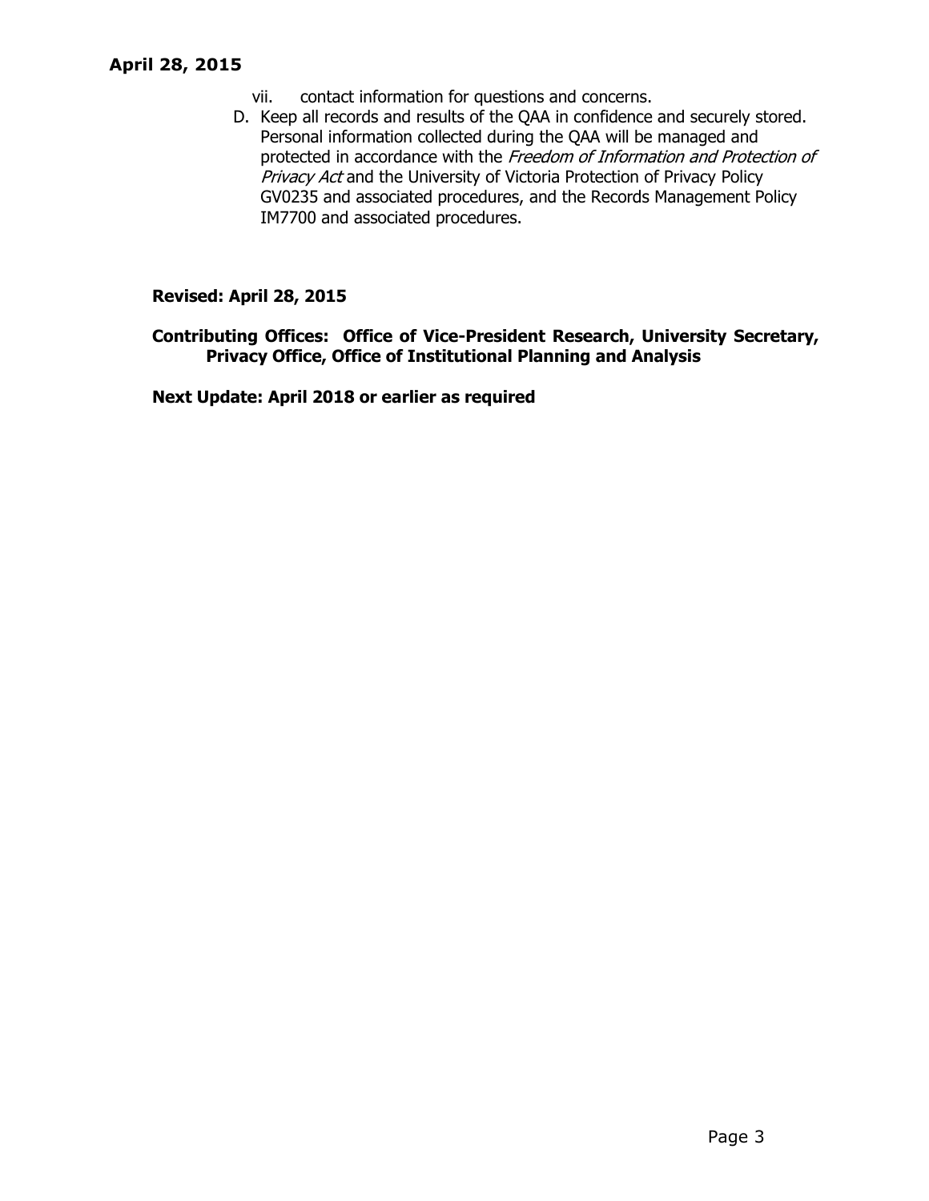vii. contact information for questions and concerns.

D. Keep all records and results of the QAA in confidence and securely stored. Personal information collected during the QAA will be managed and protected in accordance with the *Freedom of Information and Protection of Privacy Act* and the University of Victoria Protection of Privacy Policy GV0235 and associated procedures, and the Records Management Policy IM7700 and associated procedures.

**Revised: April 28, 2015**

**Contributing Offices: Office of Vice-President Research, University Secretary, Privacy Office, Office of Institutional Planning and Analysis**

**Next Update: April 2018 or earlier as required**